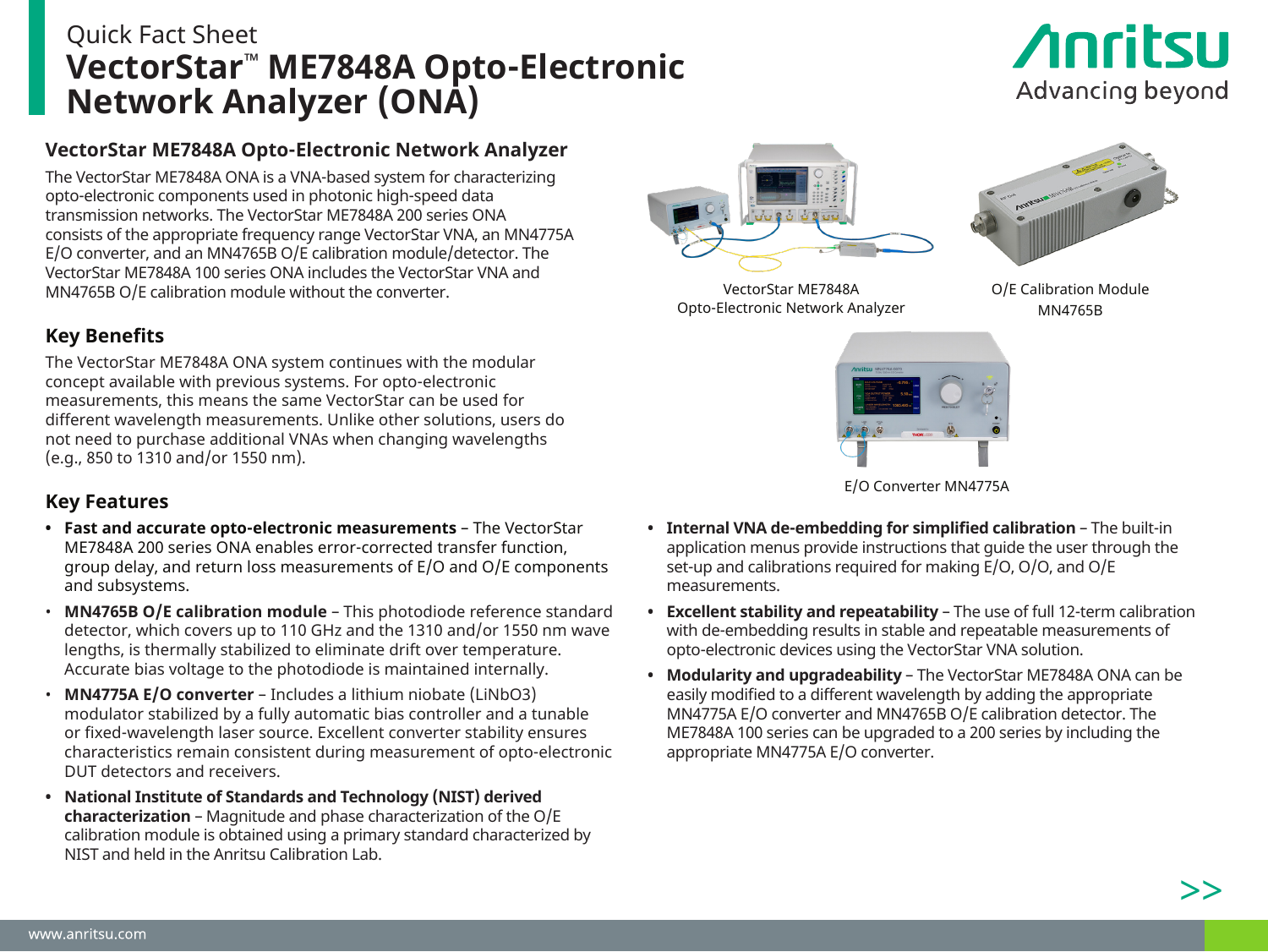Quick Fact Sheet

# VectorStar™ ME7848A Opto-Electronic Network Analyzer (ONA)

## VectorStar ME7848A Opto-Electronic Network Analyzer

The VectorStar ME7848A ONA is a VNA-based system for characterizing opto-electronic components used in photonic high-speed data transmission networks. The VectorStar ME7848A 200 series ONA consists of the appropriate frequency range VectorStar VNA, an MN4775A E/O converter, and an MN4765B O/E calibration module/detector. The VectorStar ME7848A 100 series ONA includes the VectorStar VNA and MN4765B O/E calibration module without the converter.

VectorStar ME7848A Opto-Electronic Network Analyzer

O/E Calibration Module MN4765B

E/O Converter MN4775A

## Key Benefits

The VectorStar ME7848A ONA system continues with the modular concept available with previous systems. For opto-electronic measurements, this means the same VectorStar can be used for different wavelength measurements. Unlike other solutions, users do not need to purchase additional VNAs when changing wavelengths (e.g., 850 to 1310 and/or 1550 nm).

## Key Features

- **Fast and accurate opto-electronic measurements** – The VectorStar ME7848A 200 series ONA enables error-corrected transfer function, group delay, and return loss measurements of E/O and O/E components and subsystems.
- **MN4765B O/E calibration module** – This photodiode reference standard detector, which covers up to 110 GHz and the 1310 and/or 1550 nm wave lengths, is thermally stabilized to eliminate drift over temperature. Accurate bias voltage to the photodiode is maintained internally.
- **MN4775A E/O converter** – Includes a lithium niobate (LiNbO3) modulator stabilized by a fully automatic bias controller and a tunable or fixed-wavelength laser source. Excellent converter stability ensures characteristics remain consistent during measurement of opto-electronic DUT detectors and receivers.
- **National Institute of Standards and Technology (NIST) derived characterization** – Magnitude and phase characterization of the O/E calibration module is obtained using a primary standard characterized by NIST and held in the Anritsu Calibration Lab.
- **Internal VNA de-embedding for simplified calibration** – The built-in application menus provide instructions that guide the user through the set-up and calibrations required for making E/O, O/O, and O/E measurements.
- **Excellent stability and repeatability** – The use of full 12-term calibration with de-embedding results in stable and repeatable measurements of opto-electronic devices using the VectorStar VNA solution.
- **Modularity and upgradeability** – The VectorStar ME7848A ONA can be easily modified to a different wavelength by adding the appropriate MN4775A E/O converter and MN4765B O/E calibration detector. The ME7848A 100 series can be upgraded to a 200 series by including the appropriate MN4775A E/O converter.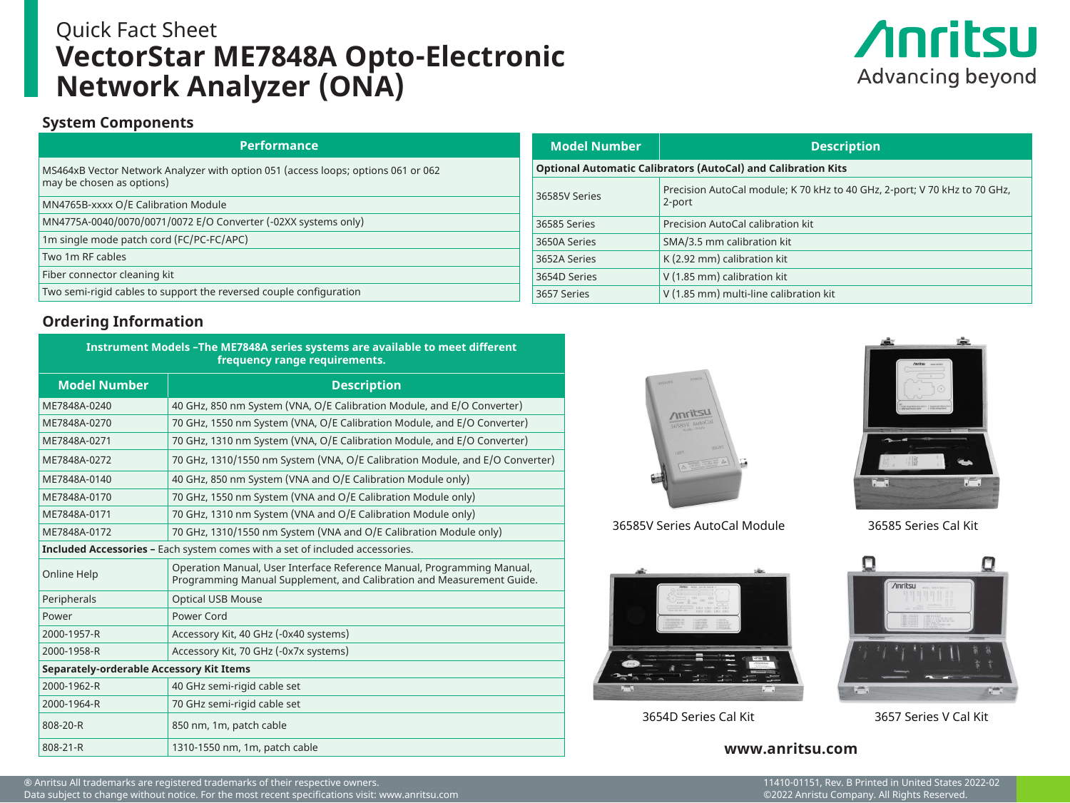Quick Fact Sheet

# VectorStar ME7848A Opto-Electronic Network Analyzer (ONA)

## System Components

| Performance |
|---|
| MS464xB Vector Network Analyzer with option 051 (access loops; options 061 or 062 may be chosen as options) |
| MN4765B-xxxx O/E Calibration Module |
| MN4775A-0040/0070/0071/0072 E/O Converter (-02XX systems only) |
| 1m single mode patch cord (FC/PC-FC/APC) |
| Two 1m RF cables |
| Fiber connector cleaning kit |
| Two semi-rigid cables to support the reversed couple configuration |

| Model Number | Description |
|---|---|
| **Optional Automatic Calibrators (AutoCal) and Calibration Kits** | |
| 36585V Series | Precision AutoCal module; K 70 kHz to 40 GHz, 2-port; V 70 kHz to 70 GHz, 2-port |
| 36585 Series | Precision AutoCal calibration kit |
| 3650A Series | SMA/3.5 mm calibration kit |
| 3652A Series | K (2.92 mm) calibration kit |
| 3654D Series | V (1.85 mm) calibration kit |
| 3657 Series | V (1.85 mm) multi-line calibration kit |

## Ordering Information

| Model Number | Description |
|---|---|
| **Instrument Models –The ME7848A series systems are available to meet different frequency range requirements.** | |
| ME7848A-0240 | 40 GHz, 850 nm System (VNA, O/E Calibration Module, and E/O Converter) |
| ME7848A-0270 | 70 GHz, 1550 nm System (VNA, O/E Calibration Module, and E/O Converter) |
| ME7848A-0271 | 70 GHz, 1310 nm System (VNA, O/E Calibration Module, and E/O Converter) |
| ME7848A-0272 | 70 GHz, 1310/1550 nm System (VNA, O/E Calibration Module, and E/O Converter) |
| ME7848A-0140 | 40 GHz, 850 nm System (VNA and O/E Calibration Module only) |
| ME7848A-0170 | 70 GHz, 1550 nm System (VNA and O/E Calibration Module only) |
| ME7848A-0171 | 70 GHz, 1310 nm System (VNA and O/E Calibration Module only) |
| ME7848A-0172 | 70 GHz, 1310/1550 nm System (VNA and O/E Calibration Module only) |
| **Included Accessories –** Each system comes with a set of included accessories. | |
| Online Help | Operation Manual, User Interface Reference Manual, Programming Manual, Programming Manual Supplement, and Calibration and Measurement Guide. |
| Peripherals | Optical USB Mouse |
| Power | Power Cord |
| 2000-1957-R | Accessory Kit, 40 GHz (-0x40 systems) |
| 2000-1958-R | Accessory Kit, 70 GHz (-0x7x systems) |
| **Separately-orderable Accessory Kit Items** | |
| 2000-1962-R | 40 GHz semi-rigid cable set |
| 2000-1964-R | 70 GHz semi-rigid cable set |
| 808-20-R | 850 nm, 1m, patch cable |
| 808-21-R | 1310-1550 nm, 1m, patch cable |

36585V Series AutoCal Module

36585 Series Cal Kit

3654D Series Cal Kit

3657 Series V Cal Kit

**www.anritsu.com**

® Anritsu All trademarks are registered trademarks of their respective owners.
Data subject to change without notice. For the most recent specifications visit: www.anritsu.com

11410-01151, Rev. B Printed in United States 2022-02
©2022 Anritsu Company. All Rights Reserved.